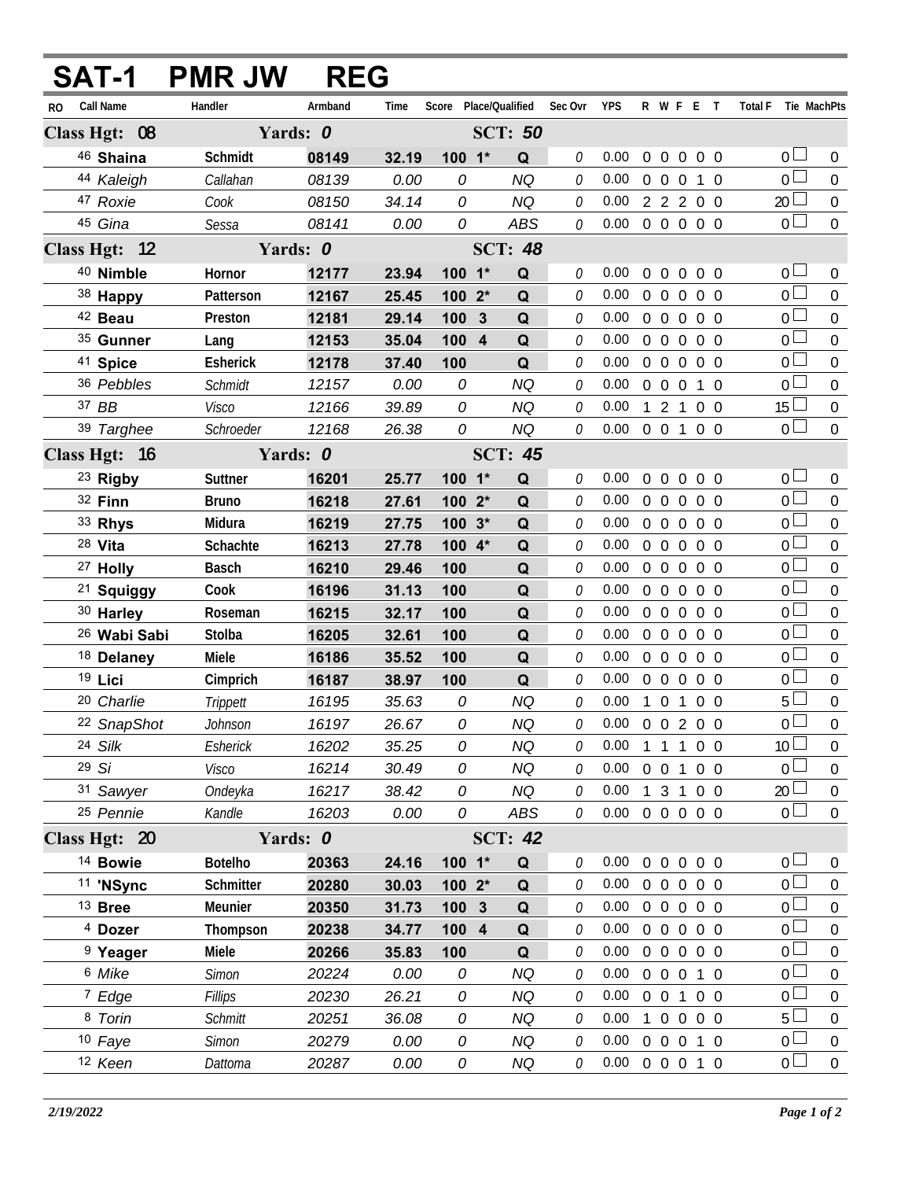# SAT-1 PMR JW REG

| RO | Call Name | Handler | Armband | Time | Score | Place/Qualified | | Sec Ovr | YPS | R | W | F | E | T | Total F | Tie | MachPts |
|---|---|---|---|---|---|---|---|---|---|---|---|---|---|---|---|---|---|
| **Class Hgt: 08** | | **Yards: 0** | | | | **SCT: 50** | | | | | | | | | | | |
| 46 | **Shaina** | **Schmidt** | **08149** | **32.19** | **100** | **1*** | **Q** | 0 | 0.00 | 0 | 0 | 0 | 0 | 0 | 0 | | 0 |
| 44 | *Kaleigh* | *Callahan* | *08139* | *0.00* | *0* | | *NQ* | 0 | 0.00 | 0 | 0 | 0 | 1 | 0 | 0 | | 0 |
| 47 | *Roxie* | *Cook* | *08150* | *34.14* | *0* | | *NQ* | 0 | 0.00 | 2 | 2 | 2 | 0 | 0 | 20 | | 0 |
| 45 | *Gina* | *Sessa* | *08141* | *0.00* | *0* | | *ABS* | 0 | 0.00 | 0 | 0 | 0 | 0 | 0 | 0 | | 0 |
| **Class Hgt: 12** | | **Yards: 0** | | | | **SCT: 48** | | | | | | | | | | | |
| 40 | **Nimble** | **Hornor** | **12177** | **23.94** | **100** | **1*** | **Q** | 0 | 0.00 | 0 | 0 | 0 | 0 | 0 | 0 | | 0 |
| 38 | **Happy** | **Patterson** | **12167** | **25.45** | **100** | **2*** | **Q** | 0 | 0.00 | 0 | 0 | 0 | 0 | 0 | 0 | | 0 |
| 42 | **Beau** | **Preston** | **12181** | **29.14** | **100** | **3** | **Q** | 0 | 0.00 | 0 | 0 | 0 | 0 | 0 | 0 | | 0 |
| 35 | **Gunner** | **Lang** | **12153** | **35.04** | **100** | **4** | **Q** | 0 | 0.00 | 0 | 0 | 0 | 0 | 0 | 0 | | 0 |
| 41 | **Spice** | **Esherick** | **12178** | **37.40** | **100** | | **Q** | 0 | 0.00 | 0 | 0 | 0 | 0 | 0 | 0 | | 0 |
| 36 | *Pebbles* | *Schmidt* | *12157* | *0.00* | *0* | | *NQ* | 0 | 0.00 | 0 | 0 | 0 | 1 | 0 | 0 | | 0 |
| 37 | *BB* | *Visco* | *12166* | *39.89* | *0* | | *NQ* | 0 | 0.00 | 1 | 2 | 1 | 0 | 0 | 15 | | 0 |
| 39 | *Targhee* | *Schroeder* | *12168* | *26.38* | *0* | | *NQ* | 0 | 0.00 | 0 | 0 | 1 | 0 | 0 | 0 | | 0 |
| **Class Hgt: 16** | | **Yards: 0** | | | | **SCT: 45** | | | | | | | | | | | |
| 23 | **Rigby** | **Suttner** | **16201** | **25.77** | **100** | **1*** | **Q** | 0 | 0.00 | 0 | 0 | 0 | 0 | 0 | 0 | | 0 |
| 32 | **Finn** | **Bruno** | **16218** | **27.61** | **100** | **2*** | **Q** | 0 | 0.00 | 0 | 0 | 0 | 0 | 0 | 0 | | 0 |
| 33 | **Rhys** | **Midura** | **16219** | **27.75** | **100** | **3*** | **Q** | 0 | 0.00 | 0 | 0 | 0 | 0 | 0 | 0 | | 0 |
| 28 | **Vita** | **Schachte** | **16213** | **27.78** | **100** | **4*** | **Q** | 0 | 0.00 | 0 | 0 | 0 | 0 | 0 | 0 | | 0 |
| 27 | **Holly** | **Basch** | **16210** | **29.46** | **100** | | **Q** | 0 | 0.00 | 0 | 0 | 0 | 0 | 0 | 0 | | 0 |
| 21 | **Squiggy** | **Cook** | **16196** | **31.13** | **100** | | **Q** | 0 | 0.00 | 0 | 0 | 0 | 0 | 0 | 0 | | 0 |
| 30 | **Harley** | **Roseman** | **16215** | **32.17** | **100** | | **Q** | 0 | 0.00 | 0 | 0 | 0 | 0 | 0 | 0 | | 0 |
| 26 | **Wabi Sabi** | **Stolba** | **16205** | **32.61** | **100** | | **Q** | 0 | 0.00 | 0 | 0 | 0 | 0 | 0 | 0 | | 0 |
| 18 | **Delaney** | **Miele** | **16186** | **35.52** | **100** | | **Q** | 0 | 0.00 | 0 | 0 | 0 | 0 | 0 | 0 | | 0 |
| 19 | **Lici** | **Cimprich** | **16187** | **38.97** | **100** | | **Q** | 0 | 0.00 | 0 | 0 | 0 | 0 | 0 | 0 | | 0 |
| 20 | *Charlie* | *Trippett* | *16195* | *35.63* | *0* | | *NQ* | 0 | 0.00 | 1 | 0 | 1 | 0 | 0 | 5 | | 0 |
| 22 | *SnapShot* | *Johnson* | *16197* | *26.67* | *0* | | *NQ* | 0 | 0.00 | 0 | 0 | 2 | 0 | 0 | 0 | | 0 |
| 24 | *Silk* | *Esherick* | *16202* | *35.25* | *0* | | *NQ* | 0 | 0.00 | 1 | 1 | 1 | 0 | 0 | 10 | | 0 |
| 29 | *Si* | *Visco* | *16214* | *30.49* | *0* | | *NQ* | 0 | 0.00 | 0 | 0 | 1 | 0 | 0 | 0 | | 0 |
| 31 | *Sawyer* | *Ondeyka* | *16217* | *38.42* | *0* | | *NQ* | 0 | 0.00 | 1 | 3 | 1 | 0 | 0 | 20 | | 0 |
| 25 | *Pennie* | *Kandle* | *16203* | *0.00* | *0* | | *ABS* | 0 | 0.00 | 0 | 0 | 0 | 0 | 0 | 0 | | 0 |
| **Class Hgt: 20** | | **Yards: 0** | | | | **SCT: 42** | | | | | | | | | | | |
| 14 | **Bowie** | **Botelho** | **20363** | **24.16** | **100** | **1*** | **Q** | 0 | 0.00 | 0 | 0 | 0 | 0 | 0 | 0 | | 0 |
| 11 | **'NSync** | **Schmitter** | **20280** | **30.03** | **100** | **2*** | **Q** | 0 | 0.00 | 0 | 0 | 0 | 0 | 0 | 0 | | 0 |
| 13 | **Bree** | **Meunier** | **20350** | **31.73** | **100** | **3** | **Q** | 0 | 0.00 | 0 | 0 | 0 | 0 | 0 | 0 | | 0 |
| 4 | **Dozer** | **Thompson** | **20238** | **34.77** | **100** | **4** | **Q** | 0 | 0.00 | 0 | 0 | 0 | 0 | 0 | 0 | | 0 |
| 9 | **Yeager** | **Miele** | **20266** | **35.83** | **100** | | **Q** | 0 | 0.00 | 0 | 0 | 0 | 0 | 0 | 0 | | 0 |
| 6 | *Mike* | *Simon* | *20224* | *0.00* | *0* | | *NQ* | 0 | 0.00 | 0 | 0 | 0 | 1 | 0 | 0 | | 0 |
| 7 | *Edge* | *Fillips* | *20230* | *26.21* | *0* | | *NQ* | 0 | 0.00 | 0 | 0 | 1 | 0 | 0 | 0 | | 0 |
| 8 | *Torin* | *Schmitt* | *20251* | *36.08* | *0* | | *NQ* | 0 | 0.00 | 1 | 0 | 0 | 0 | 0 | 5 | | 0 |
| 10 | *Faye* | *Simon* | *20279* | *0.00* | *0* | | *NQ* | 0 | 0.00 | 0 | 0 | 0 | 1 | 0 | 0 | | 0 |
| 12 | *Keen* | *Dattoma* | *20287* | *0.00* | *0* | | *NQ* | 0 | 0.00 | 0 | 0 | 0 | 1 | 0 | 0 | | 0 |

*2/19/2022*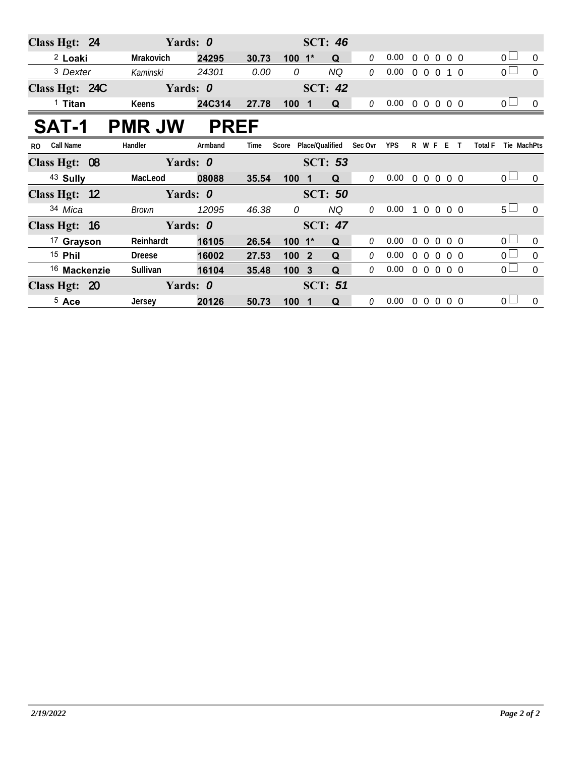| | | | | | | | | | | | | |
|---|---|---|---|---|---|---|---|---|---|---|---|---|
| **Class Hgt: 24** | | **Yards: 0** | | | **SCT: 46** | | | | | | | |
| 2 **Loaki** | **Mrakovich** | **24295** | **30.73** | **100** | **1*** | **Q** | 0 | 0.00 | 0 0 0 0 0 | 0 | ☐ | 0 |
| 3 *Dexter* | *Kaminski* | *24301* | *0.00* | *0* | | *NQ* | 0 | 0.00 | 0 0 0 1 0 | 0 | ☐ | 0 |
| **Class Hgt: 24C** | | **Yards: 0** | | | **SCT: 42** | | | | | | | |
| 1 **Titan** | **Keens** | **24C314** | **27.78** | **100** | **1** | **Q** | 0 | 0.00 | 0 0 0 0 0 | 0 | ☐ | 0 |

# SAT-1 PMR JW PREF

| RO Call Name | Handler | Armband | Time | Score | Place | Qualified | Sec Ovr | YPS | R W F E T | Total F | Tie | MachPts |
|---|---|---|---|---|---|---|---|---|---|---|---|---|
| **Class Hgt: 08** | | **Yards: 0** | | | **SCT: 53** | | | | | | | |
| 43 **Sully** | **MacLeod** | **08088** | **35.54** | **100** | **1** | **Q** | 0 | 0.00 | 0 0 0 0 0 | 0 | ☐ | 0 |
| **Class Hgt: 12** | | **Yards: 0** | | | **SCT: 50** | | | | | | | |
| 34 *Mica* | *Brown* | *12095* | *46.38* | *0* | | *NQ* | 0 | 0.00 | 1 0 0 0 0 | 5 | ☐ | 0 |
| **Class Hgt: 16** | | **Yards: 0** | | | **SCT: 47** | | | | | | | |
| 17 **Grayson** | **Reinhardt** | **16105** | **26.54** | **100** | **1*** | **Q** | 0 | 0.00 | 0 0 0 0 0 | 0 | ☐ | 0 |
| 15 **Phil** | **Dreese** | **16002** | **27.53** | **100** | **2** | **Q** | 0 | 0.00 | 0 0 0 0 0 | 0 | ☐ | 0 |
| 16 **Mackenzie** | **Sullivan** | **16104** | **35.48** | **100** | **3** | **Q** | 0 | 0.00 | 0 0 0 0 0 | 0 | ☐ | 0 |
| **Class Hgt: 20** | | **Yards: 0** | | | **SCT: 51** | | | | | | | |
| 5 **Ace** | **Jersey** | **20126** | **50.73** | **100** | **1** | **Q** | 0 | 0.00 | 0 0 0 0 0 | 0 | ☐ | 0 |

*2/19/2022*